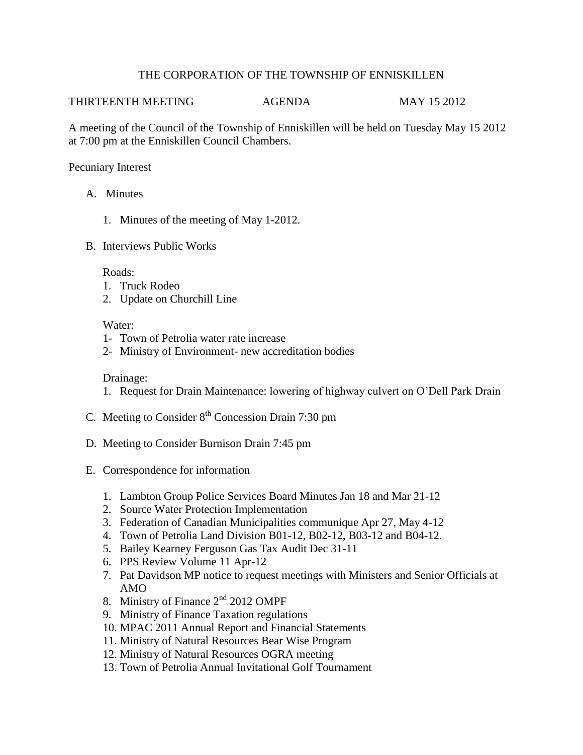# THE CORPORATION OF THE TOWNSHIP OF ENNISKILLEN

THIRTEENTH MEETING    AGENDA    MAY 15 2012

A meeting of the Council of the Township of Enniskillen will be held on Tuesday May 15 2012 at 7:00 pm at the Enniskillen Council Chambers.

Pecuniary Interest

A. Minutes

   1. Minutes of the meeting of May 1-2012.

B. Interviews Public Works

   Roads:
   1. Truck Rodeo
   2. Update on Churchill Line

   Water:
   1- Town of Petrolia water rate increase
   2- Ministry of Environment- new accreditation bodies

   Drainage:
   1. Request for Drain Maintenance: lowering of highway culvert on O'Dell Park Drain

C. Meeting to Consider 8th Concession Drain 7:30 pm

D. Meeting to Consider Burnison Drain 7:45 pm

E. Correspondence for information

   1. Lambton Group Police Services Board Minutes Jan 18 and Mar 21-12
   2. Source Water Protection Implementation
   3. Federation of Canadian Municipalities communique Apr 27, May 4-12
   4. Town of Petrolia Land Division B01-12, B02-12, B03-12 and B04-12.
   5. Bailey Kearney Ferguson Gas Tax Audit Dec 31-11
   6. PPS Review Volume 11 Apr-12
   7. Pat Davidson MP notice to request meetings with Ministers and Senior Officials at AMO
   8. Ministry of Finance 2nd 2012 OMPF
   9. Ministry of Finance Taxation regulations
   10. MPAC 2011 Annual Report and Financial Statements
   11. Ministry of Natural Resources Bear Wise Program
   12. Ministry of Natural Resources OGRA meeting
   13. Town of Petrolia Annual Invitational Golf Tournament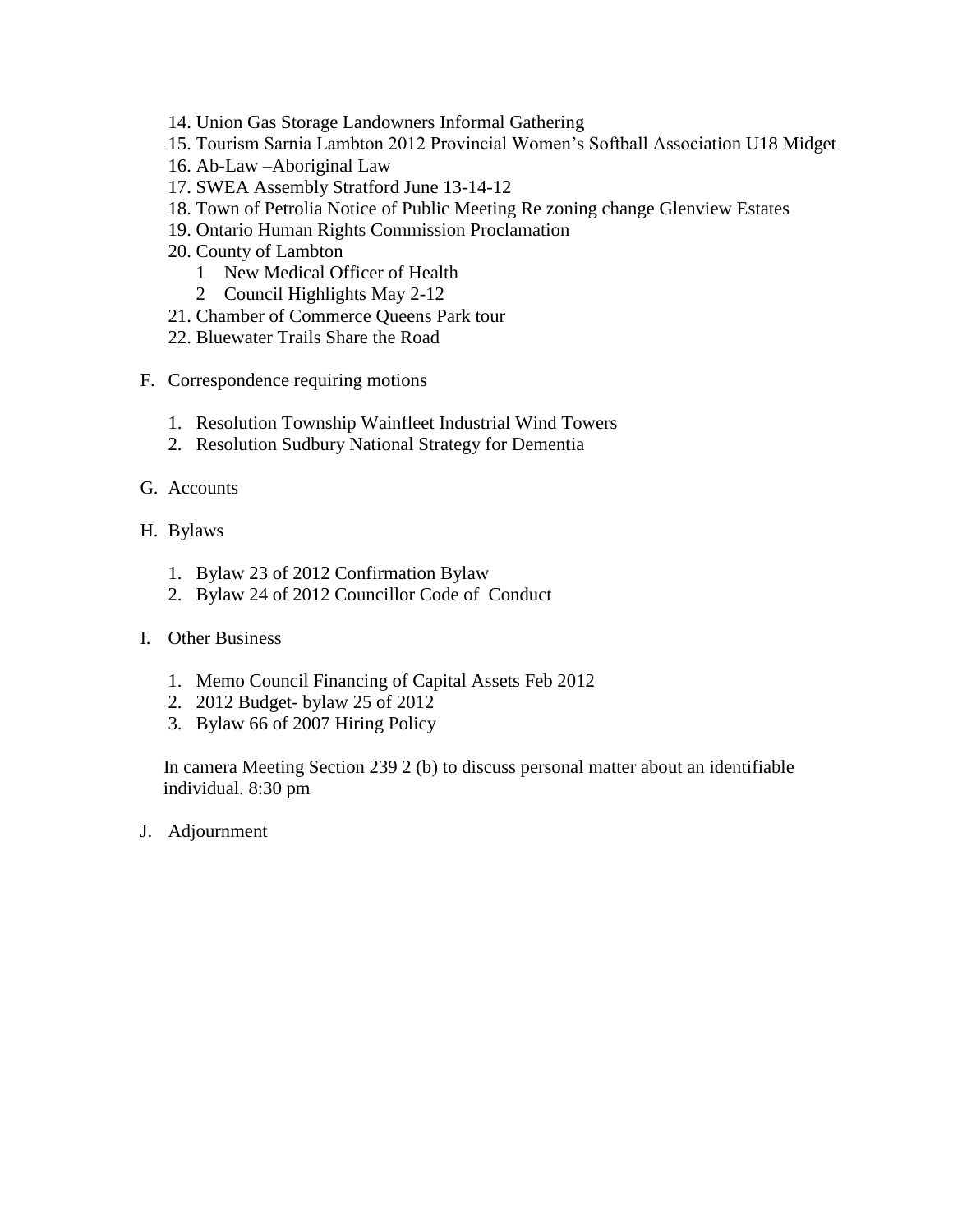14. Union Gas Storage Landowners Informal Gathering
15. Tourism Sarnia Lambton 2012 Provincial Women's Softball Association U18 Midget
16. Ab-Law –Aboriginal Law
17. SWEA Assembly Stratford June 13-14-12
18. Town of Petrolia Notice of Public Meeting Re zoning change Glenview Estates
19. Ontario Human Rights Commission Proclamation
20. County of Lambton
    1 New Medical Officer of Health
    2 Council Highlights May 2-12
21. Chamber of Commerce Queens Park tour
22. Bluewater Trails Share the Road

F. Correspondence requiring motions

1. Resolution Township Wainfleet Industrial Wind Towers
2. Resolution Sudbury National Strategy for Dementia

G. Accounts

H. Bylaws

1. Bylaw 23 of 2012 Confirmation Bylaw
2. Bylaw 24 of 2012 Councillor Code of Conduct

I. Other Business

1. Memo Council Financing of Capital Assets Feb 2012
2. 2012 Budget- bylaw 25 of 2012
3. Bylaw 66 of 2007 Hiring Policy

In camera Meeting Section 239 2 (b) to discuss personal matter about an identifiable individual. 8:30 pm

J. Adjournment